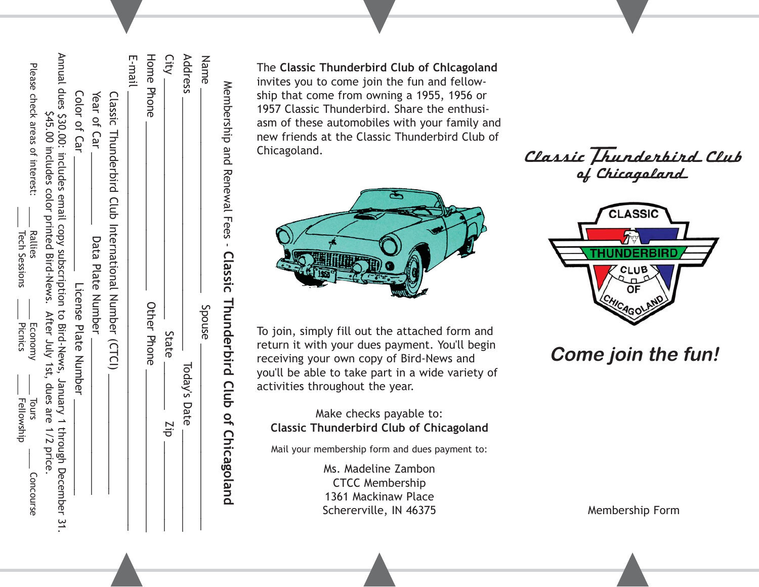## Membership and Renewal Fees - **Classic Thunderbird Club of Chicagoland**

Name ______________________ Spouse ______________________

Address ______________________ Today's Date ______________

City ______________ State ________ Zip ______________

Home Phone ______________________ Other Phone ______________________

E-mail ____________________________________________

Classic Thunderbird Club International Number (CTCI) ______________

Year of Car ________ Data Plate Number ______________

Color of Car ______________ License Plate Number ______________

Annual dues $30.00: includes email copy subscription to Bird-News, January 1 through December 31. $45.00 includes color printed Bird-News. After July 1st, dues are 1/2 price.

Please check areas of interest:

___ Rallies ___ Economy ___ Tours ___ Concourse

___ Tech Sessions ___ Picnics ___ Fellowship

The **Classic Thunderbird Club of Chlcagoland** invites you to come join the fun and fellowship that come from owning a 1955, 1956 or 1957 Classic Thunderbird. Share the enthusiasm of these automobiles with your family and new friends at the Classic Thunderbird Club of Chicagoland.

To join, simply fill out the attached form and return it with your dues payment. You'll begin receiving your own copy of Bird-News and you'll be able to take part in a wide variety of activities throughout the year.

Make checks payable to:
**Classic Thunderbird Club of Chicagoland**

Mail your membership form and dues payment to:

Ms. Madeline Zambon
CTCC Membership
1361 Mackinaw Place
Schererville, IN 46375

# Classic Thunderbird Club of Chicagoland

CLASSIC THUNDERBIRD CLUB OF CHICAGOLAND

***Come join the fun!***

Membership Form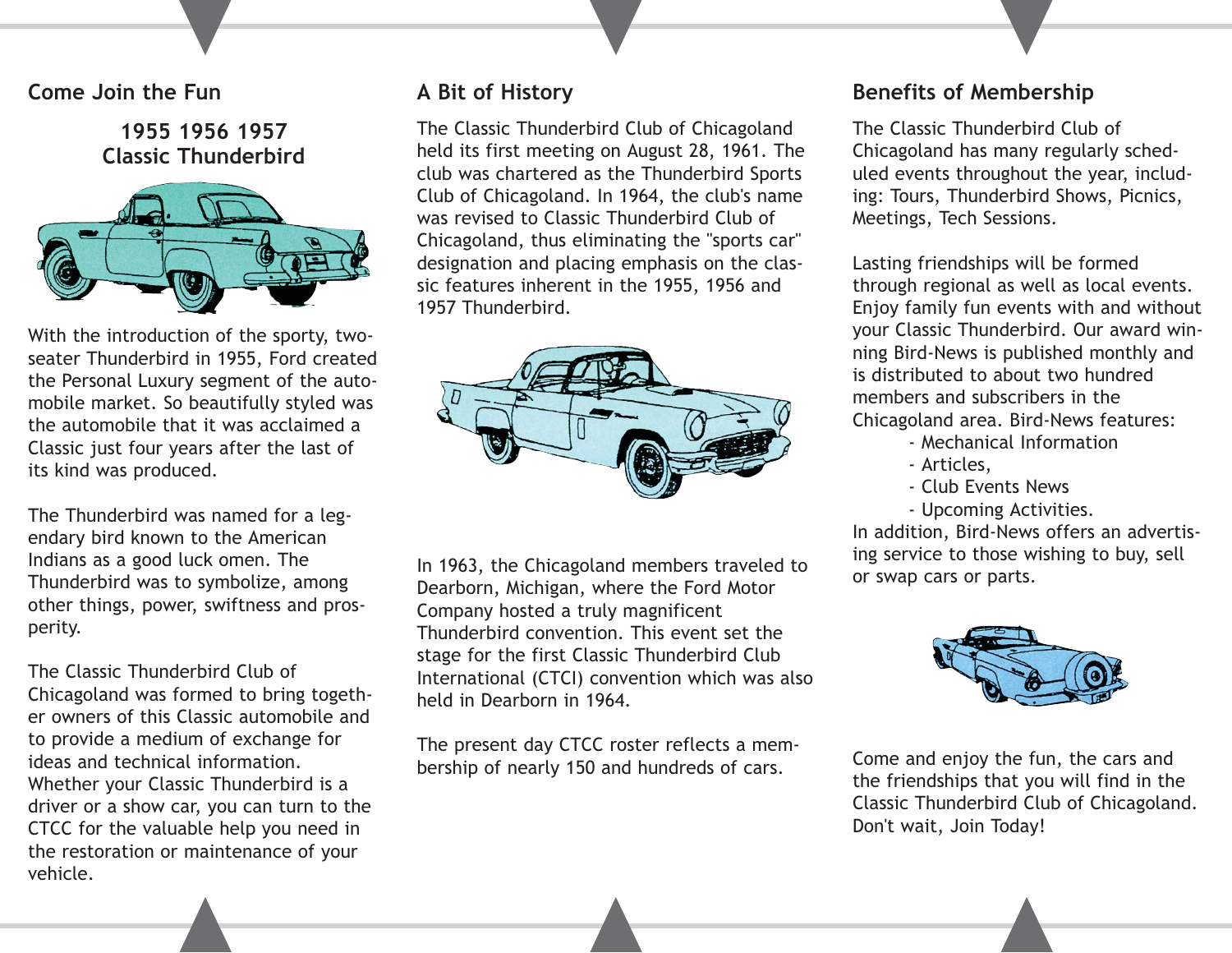## Come Join the Fun

**1955 1956 1957**
**Classic Thunderbird**

With the introduction of the sporty, two-seater Thunderbird in 1955, Ford created the Personal Luxury segment of the automobile market. So beautifully styled was the automobile that it was acclaimed a Classic just four years after the last of its kind was produced.

The Thunderbird was named for a legendary bird known to the American Indians as a good luck omen. The Thunderbird was to symbolize, among other things, power, swiftness and prosperity.

The Classic Thunderbird Club of Chicagoland was formed to bring together owners of this Classic automobile and to provide a medium of exchange for ideas and technical information. Whether your Classic Thunderbird is a driver or a show car, you can turn to the CTCC for the valuable help you need in the restoration or maintenance of your vehicle.

## A Bit of History

The Classic Thunderbird Club of Chicagoland held its first meeting on August 28, 1961. The club was chartered as the Thunderbird Sports Club of Chicagoland. In 1964, the club's name was revised to Classic Thunderbird Club of Chicagoland, thus eliminating the "sports car" designation and placing emphasis on the classic features inherent in the 1955, 1956 and 1957 Thunderbird.

In 1963, the Chicagoland members traveled to Dearborn, Michigan, where the Ford Motor Company hosted a truly magnificent Thunderbird convention. This event set the stage for the first Classic Thunderbird Club International (CTCI) convention which was also held in Dearborn in 1964.

The present day CTCC roster reflects a membership of nearly 150 and hundreds of cars.

## Benefits of Membership

The Classic Thunderbird Club of Chicagoland has many regularly scheduled events throughout the year, including: Tours, Thunderbird Shows, Picnics, Meetings, Tech Sessions.

Lasting friendships will be formed through regional as well as local events. Enjoy family fun events with and without your Classic Thunderbird. Our award winning Bird-News is published monthly and is distributed to about two hundred members and subscribers in the Chicagoland area. Bird-News features:

- Mechanical Information
- Articles,
- Club Events News
- Upcoming Activities.

In addition, Bird-News offers an advertising service to those wishing to buy, sell or swap cars or parts.

Come and enjoy the fun, the cars and the friendships that you will find in the Classic Thunderbird Club of Chicagoland. Don't wait, Join Today!